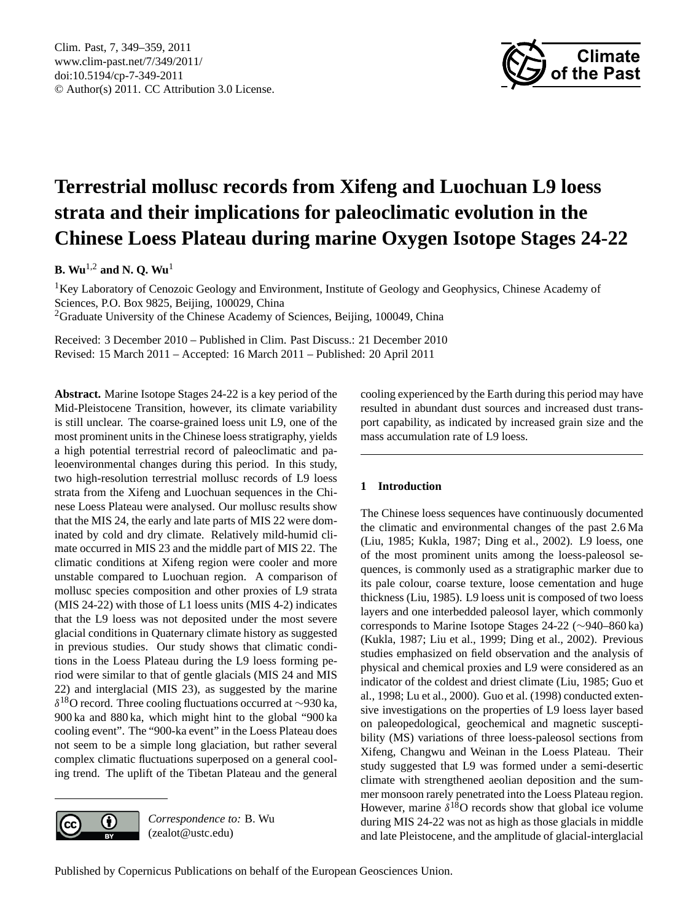# Terrestrial mollusc records from Xifeng and Luochuan L9 loess strata and their implications for paleoclimatic evolution in the Chinese Loess Plateau during marine Oxygen Isotope Stages 24-22

**B. Wu**[1,2] **and N. Q. Wu**[1]

[1]Key Laboratory of Cenozoic Geology and Environment, Institute of Geology and Geophysics, Chinese Academy of Sciences, P.O. Box 9825, Beijing, 100029, China

[2]Graduate University of the Chinese Academy of Sciences, Beijing, 100049, China

Received: 3 December 2010 – Published in Clim. Past Discuss.: 21 December 2010
Revised: 15 March 2011 – Accepted: 16 March 2011 – Published: 20 April 2011

**Abstract.** Marine Isotope Stages 24-22 is a key period of the Mid-Pleistocene Transition, however, its climate variability is still unclear. The coarse-grained loess unit L9, one of the most prominent units in the Chinese loess stratigraphy, yields a high potential terrestrial record of paleoclimatic and paleoenvironmental changes during this period. In this study, two high-resolution terrestrial mollusc records of L9 loess strata from the Xifeng and Luochuan sequences in the Chinese Loess Plateau were analysed. Our mollusc results show that the MIS 24, the early and late parts of MIS 22 were dominated by cold and dry climate. Relatively mild-humid climate occurred in MIS 23 and the middle part of MIS 22. The climatic conditions at Xifeng region were cooler and more unstable compared to Luochuan region. A comparison of mollusc species composition and other proxies of L9 strata (MIS 24-22) with those of L1 loess units (MIS 4-2) indicates that the L9 loess was not deposited under the most severe glacial conditions in Quaternary climate history as suggested in previous studies. Our study shows that climatic conditions in the Loess Plateau during the L9 loess forming period were similar to that of gentle glacials (MIS 24 and MIS 22) and interglacial (MIS 23), as suggested by the marine $\delta^{18}$O record. Three cooling fluctuations occurred at ∼930 ka, 900 ka and 880 ka, which might hint to the global "900 ka cooling event". The "900-ka event" in the Loess Plateau does not seem to be a simple long glaciation, but rather several complex climatic fluctuations superposed on a general cooling trend. The uplift of the Tibetan Plateau and the general cooling experienced by the Earth during this period may have resulted in abundant dust sources and increased dust transport capability, as indicated by increased grain size and the mass accumulation rate of L9 loess.

*Correspondence to:* B. Wu
(zealot@ustc.edu)

## 1 Introduction

The Chinese loess sequences have continuously documented the climatic and environmental changes of the past 2.6 Ma (Liu, 1985; Kukla, 1987; Ding et al., 2002). L9 loess, one of the most prominent units among the loess-paleosol sequences, is commonly used as a stratigraphic marker due to its pale colour, coarse texture, loose cementation and huge thickness (Liu, 1985). L9 loess unit is composed of two loess layers and one interbedded paleosol layer, which commonly corresponds to Marine Isotope Stages 24-22 (∼940–860 ka) (Kukla, 1987; Liu et al., 1999; Ding et al., 2002). Previous studies emphasized on field observation and the analysis of physical and chemical proxies and L9 were considered as an indicator of the coldest and driest climate (Liu, 1985; Guo et al., 1998; Lu et al., 2000). Guo et al. (1998) conducted extensive investigations on the properties of L9 loess layer based on paleopedological, geochemical and magnetic susceptibility (MS) variations of three loess-paleosol sections from Xifeng, Changwu and Weinan in the Loess Plateau. Their study suggested that L9 was formed under a semi-desertic climate with strengthened aeolian deposition and the summer monsoon rarely penetrated into the Loess Plateau region. However, marine $\delta^{18}$O records show that global ice volume during MIS 24-22 was not as high as those glacials in middle and late Pleistocene, and the amplitude of glacial-interglacial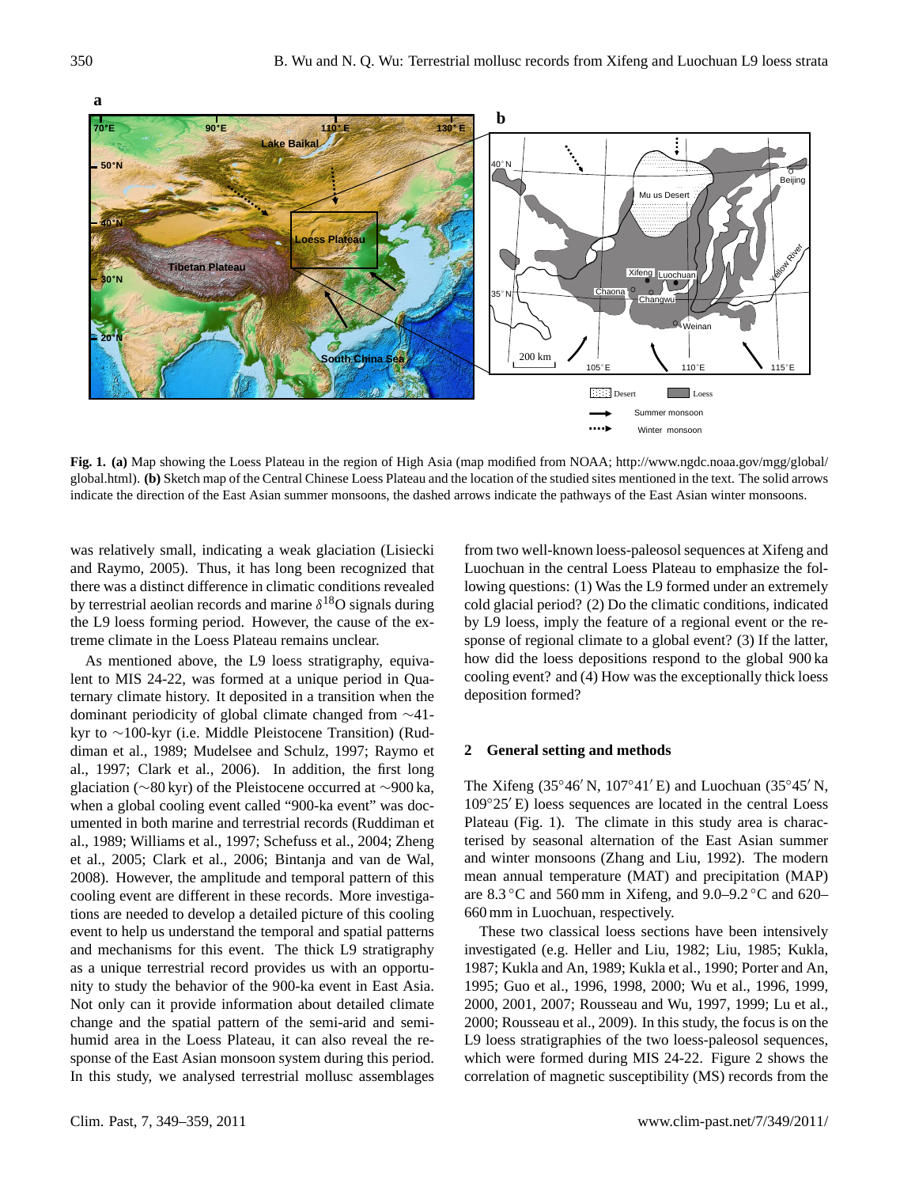Fig. 1. **(a)** Map showing the Loess Plateau in the region of High Asia (map modified from NOAA; http://www.ngdc.noaa.gov/mgg/global/global.html). **(b)** Sketch map of the Central Chinese Loess Plateau and the location of the studied sites mentioned in the text. The solid arrows indicate the direction of the East Asian summer monsoons, the dashed arrows indicate the pathways of the East Asian winter monsoons.

was relatively small, indicating a weak glaciation (Lisiecki and Raymo, 2005). Thus, it has long been recognized that there was a distinct difference in climatic conditions revealed by terrestrial aeolian records and marine $\delta^{18}$O signals during the L9 loess forming period. However, the cause of the extreme climate in the Loess Plateau remains unclear.

As mentioned above, the L9 loess stratigraphy, equivalent to MIS 24-22, was formed at a unique period in Quaternary climate history. It deposited in a transition when the dominant periodicity of global climate changed from ∼41-kyr to ∼100-kyr (i.e. Middle Pleistocene Transition) (Ruddiman et al., 1989; Mudelsee and Schulz, 1997; Raymo et al., 1997; Clark et al., 2006). In addition, the first long glaciation (∼80 kyr) of the Pleistocene occurred at ∼900 ka, when a global cooling event called "900-ka event" was documented in both marine and terrestrial records (Ruddiman et al., 1989; Williams et al., 1997; Schefuss et al., 2004; Zheng et al., 2005; Clark et al., 2006; Bintanja and van de Wal, 2008). However, the amplitude and temporal pattern of this cooling event are different in these records. More investigations are needed to develop a detailed picture of this cooling event to help us understand the temporal and spatial patterns and mechanisms for this event. The thick L9 stratigraphy as a unique terrestrial record provides us with an opportunity to study the behavior of the 900-ka event in East Asia. Not only can it provide information about detailed climate change and the spatial pattern of the semi-arid and semi-humid area in the Loess Plateau, it can also reveal the response of the East Asian monsoon system during this period. In this study, we analysed terrestrial mollusc assemblages from two well-known loess-paleosol sequences at Xifeng and Luochuan in the central Loess Plateau to emphasize the following questions: (1) Was the L9 formed under an extremely cold glacial period? (2) Do the climatic conditions, indicated by L9 loess, imply the feature of a regional event or the response of regional climate to a global event? (3) If the latter, how did the loess depositions respond to the global 900 ka cooling event? and (4) How was the exceptionally thick loess deposition formed?

## 2 General setting and methods

The Xifeng (35°46′ N, 107°41′ E) and Luochuan (35°45′ N, 109°25′ E) loess sequences are located in the central Loess Plateau (Fig. 1). The climate in this study area is characterised by seasonal alternation of the East Asian summer and winter monsoons (Zhang and Liu, 1992). The modern mean annual temperature (MAT) and precipitation (MAP) are 8.3 °C and 560 mm in Xifeng, and 9.0–9.2 °C and 620–660 mm in Luochuan, respectively.

These two classical loess sections have been intensively investigated (e.g. Heller and Liu, 1982; Liu, 1985; Kukla, 1987; Kukla and An, 1989; Kukla et al., 1990; Porter and An, 1995; Guo et al., 1996, 1998, 2000; Wu et al., 1996, 1999, 2000, 2001, 2007; Rousseau and Wu, 1997, 1999; Lu et al., 2000; Rousseau et al., 2009). In this study, the focus is on the L9 loess stratigraphies of the two loess-paleosol sequences, which were formed during MIS 24-22. Figure 2 shows the correlation of magnetic susceptibility (MS) records from the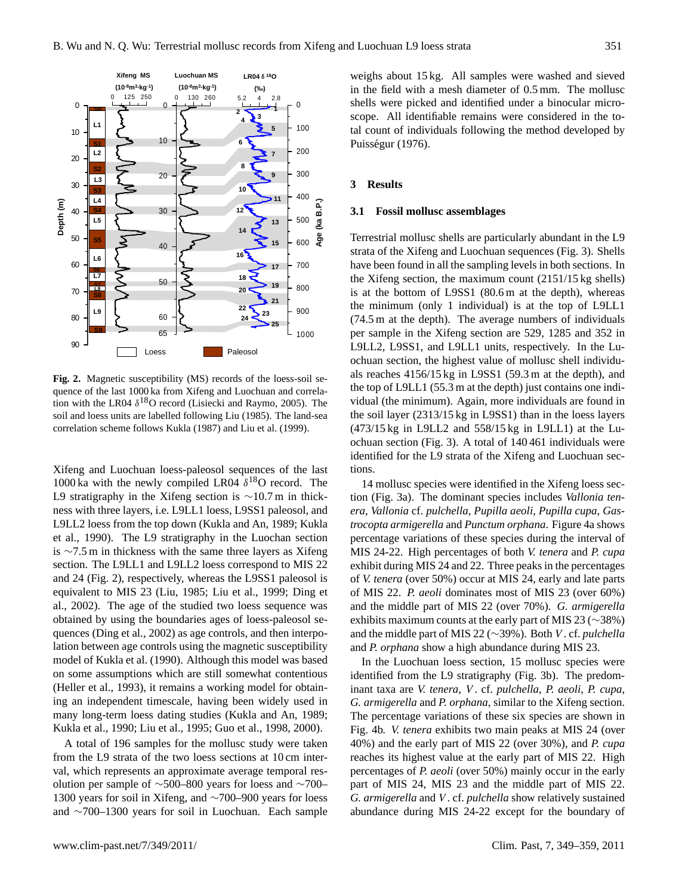**Fig. 2.** Magnetic susceptibility (MS) records of the loess-soil sequence of the last 1000 ka from Xifeng and Luochuan and correlation with the LR04 $\delta^{18}$O record (Lisiecki and Raymo, 2005). The soil and loess units are labelled following Liu (1985). The land-sea correlation scheme follows Kukla (1987) and Liu et al. (1999).

Xifeng and Luochuan loess-paleosol sequences of the last 1000 ka with the newly compiled LR04 $\delta^{18}$O record. The L9 stratigraphy in the Xifeng section is ∼10.7 m in thickness with three layers, i.e. L9LL1 loess, L9SS1 paleosol, and L9LL2 loess from the top down (Kukla and An, 1989; Kukla et al., 1990). The L9 stratigraphy in the Luochan section is ∼7.5 m in thickness with the same three layers as Xifeng section. The L9LL1 and L9LL2 loess correspond to MIS 22 and 24 (Fig. 2), respectively, whereas the L9SS1 paleosol is equivalent to MIS 23 (Liu, 1985; Liu et al., 1999; Ding et al., 2002). The age of the studied two loess sequence was obtained by using the boundaries ages of loess-paleosol sequences (Ding et al., 2002) as age controls, and then interpolation between age controls using the magnetic susceptibility model of Kukla et al. (1990). Although this model was based on some assumptions which are still somewhat contentious (Heller et al., 1993), it remains a working model for obtaining an independent timescale, having been widely used in many long-term loess dating studies (Kukla and An, 1989; Kukla et al., 1990; Liu et al., 1995; Guo et al., 1998, 2000).

A total of 196 samples for the mollusc study were taken from the L9 strata of the two loess sections at 10 cm interval, which represents an approximate average temporal resolution per sample of ∼500–800 years for loess and ∼700–1300 years for soil in Xifeng, and ∼700–900 years for loess and ∼700–1300 years for soil in Luochuan. Each sample weighs about 15 kg. All samples were washed and sieved in the field with a mesh diameter of 0.5 mm. The mollusc shells were picked and identified under a binocular microscope. All identifiable remains were considered in the total count of individuals following the method developed by Puisségur (1976).

## 3 Results

### 3.1 Fossil mollusc assemblages

Terrestrial mollusc shells are particularly abundant in the L9 strata of the Xifeng and Luochuan sequences (Fig. 3). Shells have been found in all the sampling levels in both sections. In the Xifeng section, the maximum count (2151/15 kg shells) is at the bottom of L9SS1 (80.6 m at the depth), whereas the minimum (only 1 individual) is at the top of L9LL1 (74.5 m at the depth). The average numbers of individuals per sample in the Xifeng section are 529, 1285 and 352 in L9LL2, L9SS1, and L9LL1 units, respectively. In the Luochuan section, the highest value of mollusc shell individuals reaches 4156/15 kg in L9SS1 (59.3 m at the depth), and the top of L9LL1 (55.3 m at the depth) just contains one individual (the minimum). Again, more individuals are found in the soil layer (2313/15 kg in L9SS1) than in the loess layers (473/15 kg in L9LL2 and 558/15 kg in L9LL1) at the Luochuan section (Fig. 3). A total of 140 461 individuals were identified for the L9 strata of the Xifeng and Luochuan sections.

14 mollusc species were identified in the Xifeng loess section (Fig. 3a). The dominant species includes *Vallonia tenera*, *Vallonia* cf. *pulchella*, *Pupilla aeoli*, *Pupilla cupa*, *Gastrocopta armigerella* and *Punctum orphana*. Figure 4a shows percentage variations of these species during the interval of MIS 24-22. High percentages of both *V. tenera* and *P. cupa* exhibit during MIS 24 and 22. Three peaks in the percentages of *V. tenera* (over 50%) occur at MIS 24, early and late parts of MIS 22. *P. aeoli* dominates most of MIS 23 (over 60%) and the middle part of MIS 22 (over 70%). *G. armigerella* exhibits maximum counts at the early part of MIS 23 (∼38%) and the middle part of MIS 22 (∼39%). Both *V*. cf. *pulchella* and *P. orphana* show a high abundance during MIS 23.

In the Luochuan loess section, 15 mollusc species were identified from the L9 stratigraphy (Fig. 3b). The predominant taxa are *V. tenera*, *V*. cf. *pulchella*, *P. aeoli*, *P. cupa*, *G. armigerella* and *P. orphana*, similar to the Xifeng section. The percentage variations of these six species are shown in Fig. 4b. *V. tenera* exhibits two main peaks at MIS 24 (over 40%) and the early part of MIS 22 (over 30%), and *P. cupa* reaches its highest value at the early part of MIS 22. High percentages of *P. aeoli* (over 50%) mainly occur in the early part of MIS 24, MIS 23 and the middle part of MIS 22. *G. armigerella* and *V*. cf. *pulchella* show relatively sustained abundance during MIS 24-22 except for the boundary of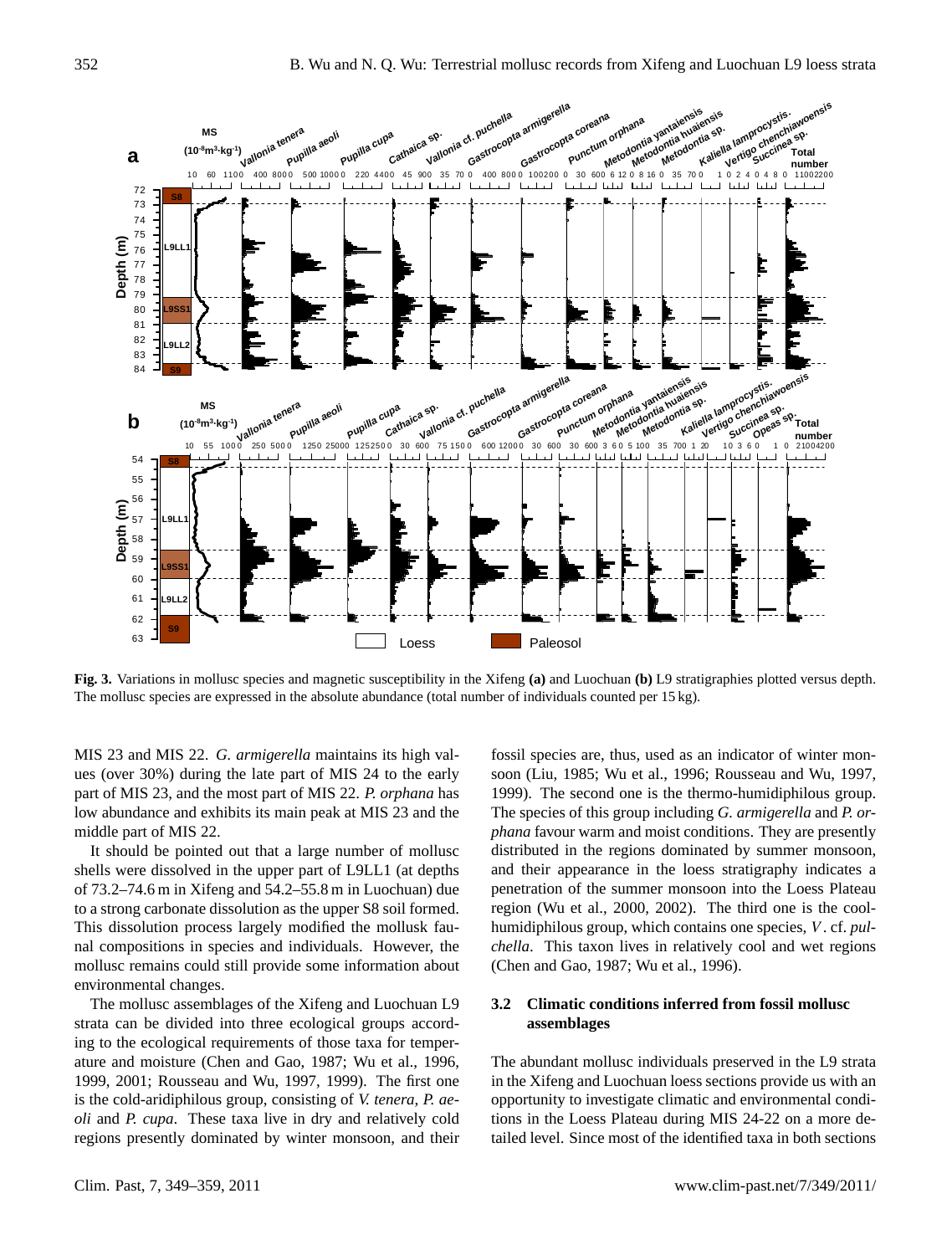**Fig. 3.** Variations in mollusc species and magnetic susceptibility in the Xifeng **(a)** and Luochuan **(b)** L9 stratigraphies plotted versus depth. The mollusc species are expressed in the absolute abundance (total number of individuals counted per 15 kg).

MIS 23 and MIS 22. *G. armigerella* maintains its high values (over 30%) during the late part of MIS 24 to the early part of MIS 23, and the most part of MIS 22. *P. orphana* has low abundance and exhibits its main peak at MIS 23 and the middle part of MIS 22.

It should be pointed out that a large number of mollusc shells were dissolved in the upper part of L9LL1 (at depths of 73.2–74.6 m in Xifeng and 54.2–55.8 m in Luochuan) due to a strong carbonate dissolution as the upper S8 soil formed. This dissolution process largely modified the mollusk faunal compositions in species and individuals. However, the mollusc remains could still provide some information about environmental changes.

The mollusc assemblages of the Xifeng and Luochuan L9 strata can be divided into three ecological groups according to the ecological requirements of those taxa for temperature and moisture (Chen and Gao, 1987; Wu et al., 1996, 1999, 2001; Rousseau and Wu, 1997, 1999). The first one is the cold-aridiphilous group, consisting of *V. tenera*, *P. aeoli* and *P. cupa*. These taxa live in dry and relatively cold regions presently dominated by winter monsoon, and their fossil species are, thus, used as an indicator of winter monsoon (Liu, 1985; Wu et al., 1996; Rousseau and Wu, 1997, 1999). The second one is the thermo-humidiphilous group. The species of this group including *G. armigerella* and *P. orphana* favour warm and moist conditions. They are presently distributed in the regions dominated by summer monsoon, and their appearance in the loess stratigraphy indicates a penetration of the summer monsoon into the Loess Plateau region (Wu et al., 2000, 2002). The third one is the cool-humidiphilous group, which contains one species, *V*. cf. *pulchella*. This taxon lives in relatively cool and wet regions (Chen and Gao, 1987; Wu et al., 1996).

### 3.2 Climatic conditions inferred from fossil mollusc assemblages

The abundant mollusc individuals preserved in the L9 strata in the Xifeng and Luochuan loess sections provide us with an opportunity to investigate climatic and environmental conditions in the Loess Plateau during MIS 24-22 on a more detailed level. Since most of the identified taxa in both sections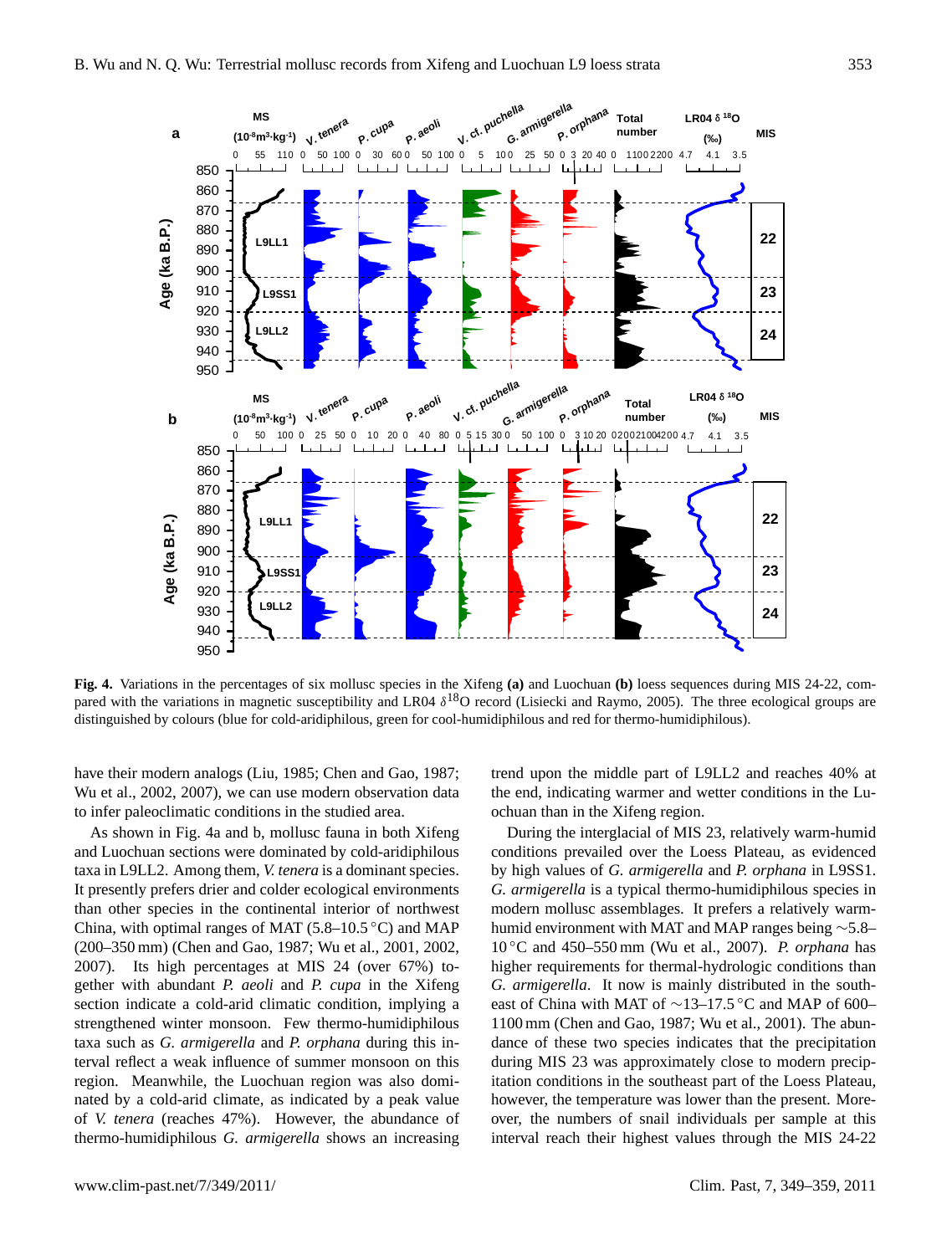**Fig. 4.** Variations in the percentages of six mollusc species in the Xifeng **(a)** and Luochuan **(b)** loess sequences during MIS 24-22, compared with the variations in magnetic susceptibility and LR04 $\delta^{18}$O record (Lisiecki and Raymo, 2005). The three ecological groups are distinguished by colours (blue for cold-aridiphilous, green for cool-humidiphilous and red for thermo-humidiphilous).

have their modern analogs (Liu, 1985; Chen and Gao, 1987; Wu et al., 2002, 2007), we can use modern observation data to infer paleoclimatic conditions in the studied area.

As shown in Fig. 4a and b, mollusc fauna in both Xifeng and Luochuan sections were dominated by cold-aridiphilous taxa in L9LL2. Among them, *V. tenera* is a dominant species. It presently prefers drier and colder ecological environments than other species in the continental interior of northwest China, with optimal ranges of MAT (5.8–10.5 °C) and MAP (200–350 mm) (Chen and Gao, 1987; Wu et al., 2001, 2002, 2007). Its high percentages at MIS 24 (over 67%) together with abundant *P. aeoli* and *P. cupa* in the Xifeng section indicate a cold-arid climatic condition, implying a strengthened winter monsoon. Few thermo-humidiphilous taxa such as *G. armigerella* and *P. orphana* during this interval reflect a weak influence of summer monsoon on this region. Meanwhile, the Luochuan region was also dominated by a cold-arid climate, as indicated by a peak value of *V. tenera* (reaches 47%). However, the abundance of thermo-humidiphilous *G. armigerella* shows an increasing trend upon the middle part of L9LL2 and reaches 40% at the end, indicating warmer and wetter conditions in the Luochuan than in the Xifeng region.

During the interglacial of MIS 23, relatively warm-humid conditions prevailed over the Loess Plateau, as evidenced by high values of *G. armigerella* and *P. orphana* in L9SS1. *G. armigerella* is a typical thermo-humidiphilous species in modern mollusc assemblages. It prefers a relatively warm-humid environment with MAT and MAP ranges being ~5.8–10 °C and 450–550 mm (Wu et al., 2007). *P. orphana* has higher requirements for thermal-hydrologic conditions than *G. armigerella*. It now is mainly distributed in the southeast of China with MAT of ~13–17.5 °C and MAP of 600–1100 mm (Chen and Gao, 1987; Wu et al., 2001). The abundance of these two species indicates that the precipitation during MIS 23 was approximately close to modern precipitation conditions in the southeast part of the Loess Plateau, however, the temperature was lower than the present. Moreover, the numbers of snail individuals per sample at this interval reach their highest values through the MIS 24-22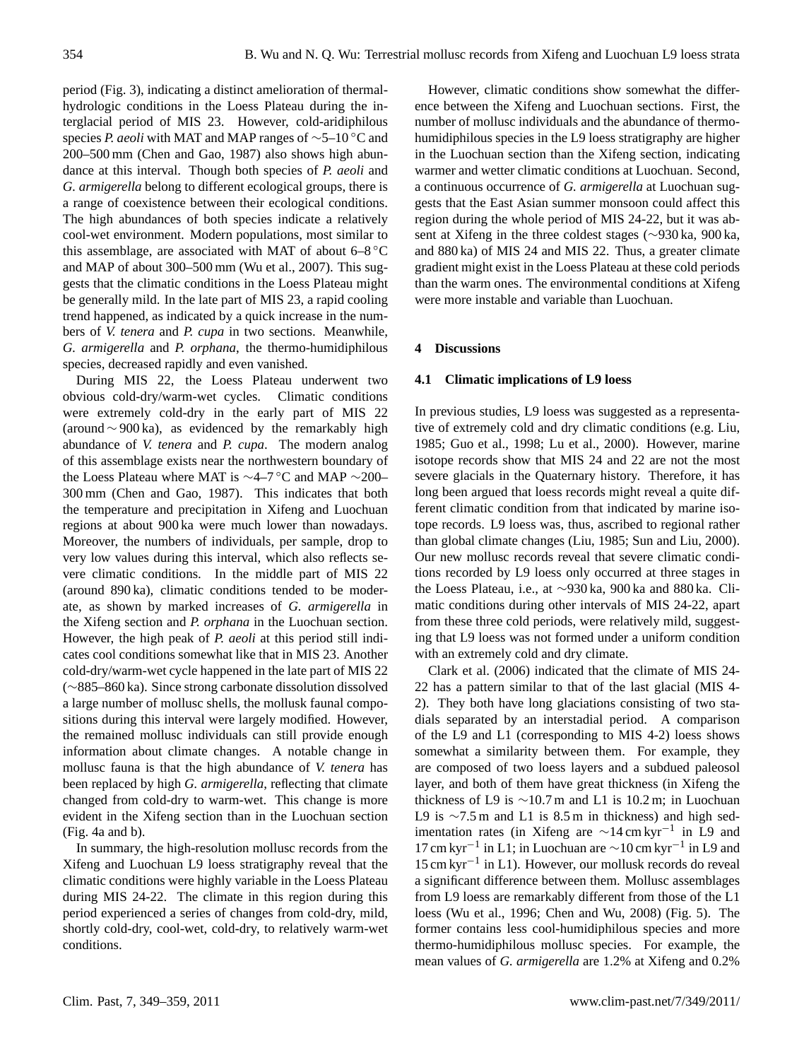period (Fig. 3), indicating a distinct amelioration of thermal-hydrologic conditions in the Loess Plateau during the interglacial period of MIS 23. However, cold-aridiphilous species *P. aeoli* with MAT and MAP ranges of ∼5–10 °C and 200–500 mm (Chen and Gao, 1987) also shows high abundance at this interval. Though both species of *P. aeoli* and *G. armigerella* belong to different ecological groups, there is a range of coexistence between their ecological conditions. The high abundances of both species indicate a relatively cool-wet environment. Modern populations, most similar to this assemblage, are associated with MAT of about 6–8 °C and MAP of about 300–500 mm (Wu et al., 2007). This suggests that the climatic conditions in the Loess Plateau might be generally mild. In the late part of MIS 23, a rapid cooling trend happened, as indicated by a quick increase in the numbers of *V. tenera* and *P. cupa* in two sections. Meanwhile, *G. armigerella* and *P. orphana*, the thermo-humidiphilous species, decreased rapidly and even vanished.

During MIS 22, the Loess Plateau underwent two obvious cold-dry/warm-wet cycles. Climatic conditions were extremely cold-dry in the early part of MIS 22 (around ∼ 900 ka), as evidenced by the remarkably high abundance of *V. tenera* and *P. cupa*. The modern analog of this assemblage exists near the northwestern boundary of the Loess Plateau where MAT is ∼4–7 °C and MAP ∼200–300 mm (Chen and Gao, 1987). This indicates that both the temperature and precipitation in Xifeng and Luochuan regions at about 900 ka were much lower than nowadays. Moreover, the numbers of individuals, per sample, drop to very low values during this interval, which also reflects severe climatic conditions. In the middle part of MIS 22 (around 890 ka), climatic conditions tended to be moderate, as shown by marked increases of *G. armigerella* in the Xifeng section and *P. orphana* in the Luochuan section. However, the high peak of *P. aeoli* at this period still indicates cool conditions somewhat like that in MIS 23. Another cold-dry/warm-wet cycle happened in the late part of MIS 22 (∼885–860 ka). Since strong carbonate dissolution dissolved a large number of mollusc shells, the mollusk faunal compositions during this interval were largely modified. However, the remained mollusc individuals can still provide enough information about climate changes. A notable change in mollusc fauna is that the high abundance of *V. tenera* has been replaced by high *G. armigerella*, reflecting that climate changed from cold-dry to warm-wet. This change is more evident in the Xifeng section than in the Luochuan section (Fig. 4a and b).

In summary, the high-resolution mollusc records from the Xifeng and Luochuan L9 loess stratigraphy reveal that the climatic conditions were highly variable in the Loess Plateau during MIS 24-22. The climate in this region during this period experienced a series of changes from cold-dry, mild, shortly cold-dry, cool-wet, cold-dry, to relatively warm-wet conditions.

However, climatic conditions show somewhat the difference between the Xifeng and Luochuan sections. First, the number of mollusc individuals and the abundance of thermo-humidiphilous species in the L9 loess stratigraphy are higher in the Luochuan section than the Xifeng section, indicating warmer and wetter climatic conditions at Luochuan. Second, a continuous occurrence of *G. armigerella* at Luochuan suggests that the East Asian summer monsoon could affect this region during the whole period of MIS 24-22, but it was absent at Xifeng in the three coldest stages (∼930 ka, 900 ka, and 880 ka) of MIS 24 and MIS 22. Thus, a greater climate gradient might exist in the Loess Plateau at these cold periods than the warm ones. The environmental conditions at Xifeng were more instable and variable than Luochuan.

## 4 Discussions

### 4.1 Climatic implications of L9 loess

In previous studies, L9 loess was suggested as a representative of extremely cold and dry climatic conditions (e.g. Liu, 1985; Guo et al., 1998; Lu et al., 2000). However, marine isotope records show that MIS 24 and 22 are not the most severe glacials in the Quaternary history. Therefore, it has long been argued that loess records might reveal a quite different climatic condition from that indicated by marine isotope records. L9 loess was, thus, ascribed to regional rather than global climate changes (Liu, 1985; Sun and Liu, 2000). Our new mollusc records reveal that severe climatic conditions recorded by L9 loess only occurred at three stages in the Loess Plateau, i.e., at ∼930 ka, 900 ka and 880 ka. Climatic conditions during other intervals of MIS 24-22, apart from these three cold periods, were relatively mild, suggesting that L9 loess was not formed under a uniform condition with an extremely cold and dry climate.

Clark et al. (2006) indicated that the climate of MIS 24-22 has a pattern similar to that of the last glacial (MIS 4-2). They both have long glaciations consisting of two stadials separated by an interstadial period. A comparison of the L9 and L1 (corresponding to MIS 4-2) loess shows somewhat a similarity between them. For example, they are composed of two loess layers and a subdued paleosol layer, and both of them have great thickness (in Xifeng the thickness of L9 is ∼10.7 m and L1 is 10.2 m; in Luochuan L9 is ∼7.5 m and L1 is 8.5 m in thickness) and high sedimentation rates (in Xifeng are ∼14 cm $\text{kyr}^{-1}$ in L9 and 17 cm $\text{kyr}^{-1}$ in L1; in Luochuan are ∼10 cm $\text{kyr}^{-1}$ in L9 and 15 cm $\text{kyr}^{-1}$ in L1). However, our mollusk records do reveal a significant difference between them. Mollusc assemblages from L9 loess are remarkably different from those of the L1 loess (Wu et al., 1996; Chen and Wu, 2008) (Fig. 5). The former contains less cool-humidiphilous species and more thermo-humidiphilous mollusc species. For example, the mean values of *G. armigerella* are 1.2% at Xifeng and 0.2%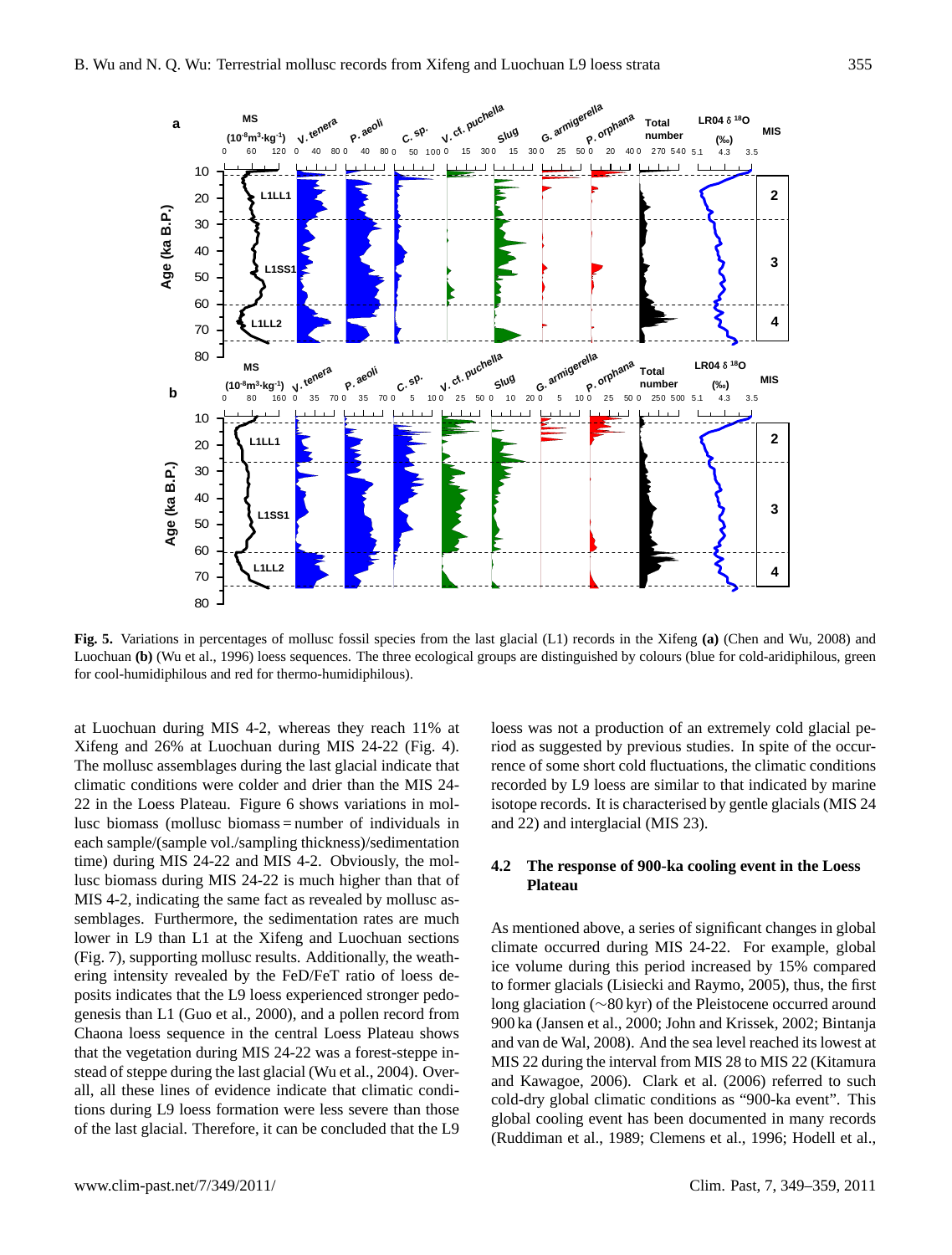**Fig. 5.** Variations in percentages of mollusc fossil species from the last glacial (L1) records in the Xifeng **(a)** (Chen and Wu, 2008) and Luochuan **(b)** (Wu et al., 1996) loess sequences. The three ecological groups are distinguished by colours (blue for cold-aridiphilous, green for cool-humidiphilous and red for thermo-humidiphilous).

at Luochuan during MIS 4-2, whereas they reach 11% at Xifeng and 26% at Luochuan during MIS 24-22 (Fig. 4). The mollusc assemblages during the last glacial indicate that climatic conditions were colder and drier than the MIS 24-22 in the Loess Plateau. Figure 6 shows variations in mollusc biomass (mollusc biomass = number of individuals in each sample/(sample vol./sampling thickness)/sedimentation time) during MIS 24-22 and MIS 4-2. Obviously, the mollusc biomass during MIS 24-22 is much higher than that of MIS 4-2, indicating the same fact as revealed by mollusc assemblages. Furthermore, the sedimentation rates are much lower in L9 than L1 at the Xifeng and Luochuan sections (Fig. 7), supporting mollusc results. Additionally, the weathering intensity revealed by the FeD/FeT ratio of loess deposits indicates that the L9 loess experienced stronger pedogenesis than L1 (Guo et al., 2000), and a pollen record from Chaona loess sequence in the central Loess Plateau shows that the vegetation during MIS 24-22 was a forest-steppe instead of steppe during the last glacial (Wu et al., 2004). Overall, all these lines of evidence indicate that climatic conditions during L9 loess formation were less severe than those of the last glacial. Therefore, it can be concluded that the L9 loess was not a production of an extremely cold glacial period as suggested by previous studies. In spite of the occurrence of some short cold fluctuations, the climatic conditions recorded by L9 loess are similar to that indicated by marine isotope records. It is characterised by gentle glacials (MIS 24 and 22) and interglacial (MIS 23).

### 4.2 The response of 900-ka cooling event in the Loess Plateau

As mentioned above, a series of significant changes in global climate occurred during MIS 24-22. For example, global ice volume during this period increased by 15% compared to former glacials (Lisiecki and Raymo, 2005), thus, the first long glaciation (∼80 kyr) of the Pleistocene occurred around 900 ka (Jansen et al., 2000; John and Krissek, 2002; Bintanja and van de Wal, 2008). And the sea level reached its lowest at MIS 22 during the interval from MIS 28 to MIS 22 (Kitamura and Kawagoe, 2006). Clark et al. (2006) referred to such cold-dry global climatic conditions as "900-ka event". This global cooling event has been documented in many records (Ruddiman et al., 1989; Clemens et al., 1996; Hodell et al.,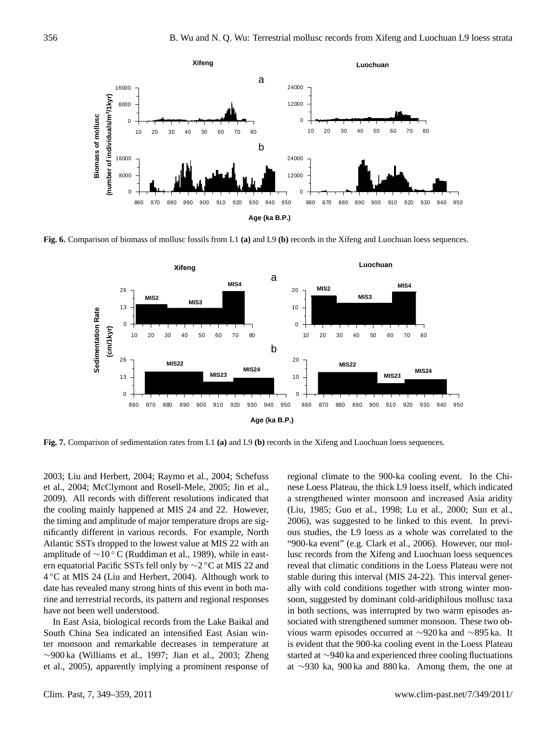Fig. 6. Comparison of biomass of mollusc fossils from L1 **(a)** and L9 **(b)** records in the Xifeng and Luochuan loess sequences.

Fig. 7. Comparison of sedimentation rates from L1 **(a)** and L9 **(b)** records in the Xifeng and Luochuan loess sequences.

2003; Liu and Herbert, 2004; Raymo et al., 2004; Schefuss et al., 2004; McClymont and Rosell-Mele, 2005; Jin et al., 2009). All records with different resolutions indicated that the cooling mainly happened at MIS 24 and 22. However, the timing and amplitude of major temperature drops are significantly different in various records. For example, North Atlantic SSTs dropped to the lowest value at MIS 22 with an amplitude of ∼10 °C (Ruddiman et al., 1989), while in eastern equatorial Pacific SSTs fell only by ∼2 °C at MIS 22 and 4 °C at MIS 24 (Liu and Herbert, 2004). Although work to date has revealed many strong hints of this event in both marine and terrestrial records, its pattern and regional responses have not been well understood.

In East Asia, biological records from the Lake Baikal and South China Sea indicated an intensified East Asian winter monsoon and remarkable decreases in temperature at ∼900 ka (Williams et al., 1997; Jian et al., 2003; Zheng et al., 2005), apparently implying a prominent response of regional climate to the 900-ka cooling event. In the Chinese Loess Plateau, the thick L9 loess itself, which indicated a strengthened winter monsoon and increased Asia aridity (Liu, 1985; Guo et al., 1998; Lu et al., 2000; Sun et al., 2006), was suggested to be linked to this event. In previous studies, the L9 loess as a whole was correlated to the "900-ka event" (e.g. Clark et al., 2006). However, our mollusc records from the Xifeng and Luochuan loess sequences reveal that climatic conditions in the Loess Plateau were not stable during this interval (MIS 24-22). This interval generally with cold conditions together with strong winter monsoon, suggested by dominant cold-aridiphilous mollusc taxa in both sections, was interrupted by two warm episodes associated with strengthened summer monsoon. These two obvious warm episodes occurred at ∼920 ka and ∼895 ka. It is evident that the 900-ka cooling event in the Loess Plateau started at ∼940 ka and experienced three cooling fluctuations at ∼930 ka, 900 ka and 880 ka. Among them, the one at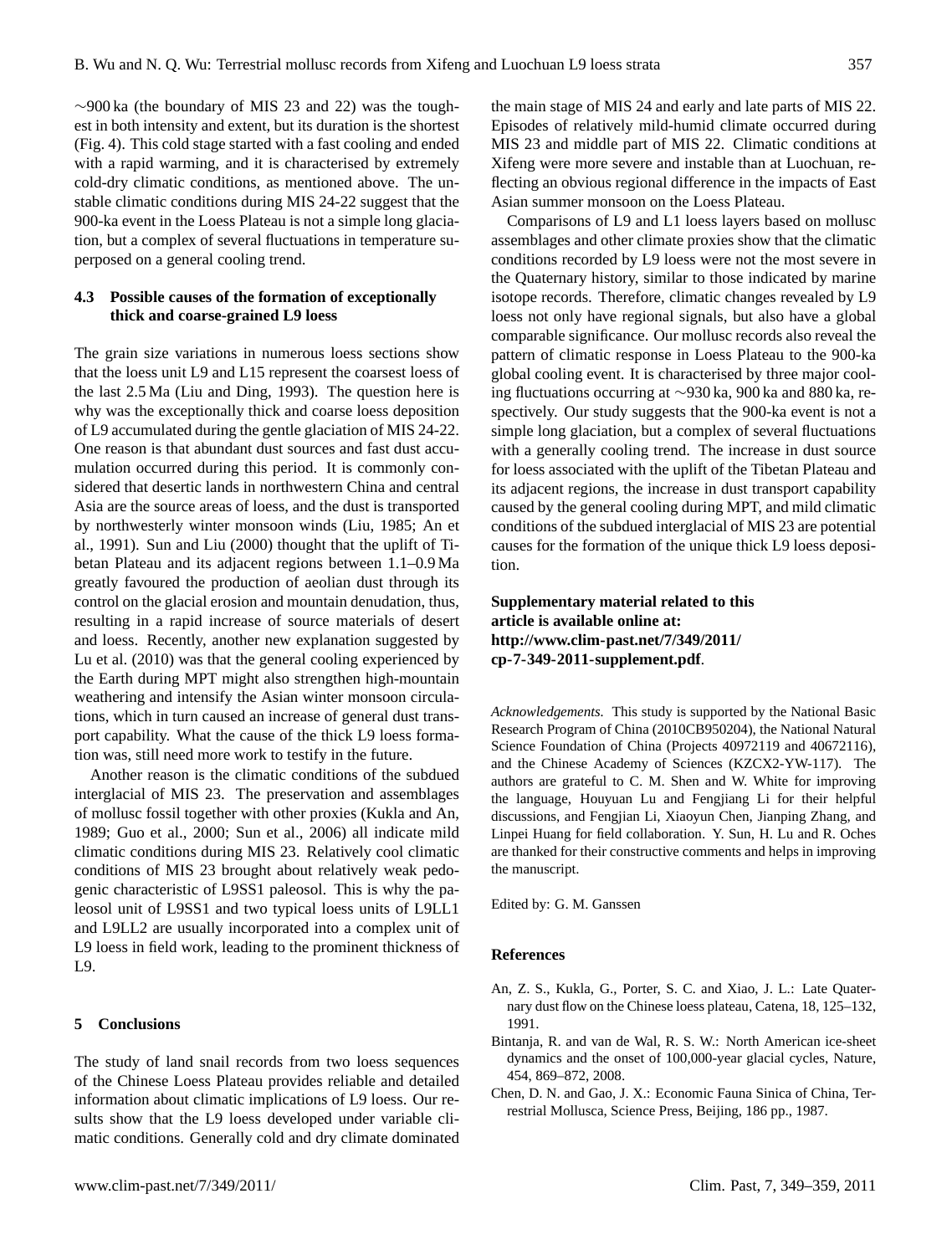~900 ka (the boundary of MIS 23 and 22) was the toughest in both intensity and extent, but its duration is the shortest (Fig. 4). This cold stage started with a fast cooling and ended with a rapid warming, and it is characterised by extremely cold-dry climatic conditions, as mentioned above. The unstable climatic conditions during MIS 24-22 suggest that the 900-ka event in the Loess Plateau is not a simple long glaciation, but a complex of several fluctuations in temperature superposed on a general cooling trend.

### 4.3 Possible causes of the formation of exceptionally thick and coarse-grained L9 loess

The grain size variations in numerous loess sections show that the loess unit L9 and L15 represent the coarsest loess of the last 2.5 Ma (Liu and Ding, 1993). The question here is why was the exceptionally thick and coarse loess deposition of L9 accumulated during the gentle glaciation of MIS 24-22. One reason is that abundant dust sources and fast dust accumulation occurred during this period. It is commonly considered that desertic lands in northwestern China and central Asia are the source areas of loess, and the dust is transported by northwesterly winter monsoon winds (Liu, 1985; An et al., 1991). Sun and Liu (2000) thought that the uplift of Tibetan Plateau and its adjacent regions between 1.1–0.9 Ma greatly favoured the production of aeolian dust through its control on the glacial erosion and mountain denudation, thus, resulting in a rapid increase of source materials of desert and loess. Recently, another new explanation suggested by Lu et al. (2010) was that the general cooling experienced by the Earth during MPT might also strengthen high-mountain weathering and intensify the Asian winter monsoon circulations, which in turn caused an increase of general dust transport capability. What the cause of the thick L9 loess formation was, still need more work to testify in the future.

Another reason is the climatic conditions of the subdued interglacial of MIS 23. The preservation and assemblages of mollusc fossil together with other proxies (Kukla and An, 1989; Guo et al., 2000; Sun et al., 2006) all indicate mild climatic conditions during MIS 23. Relatively cool climatic conditions of MIS 23 brought about relatively weak pedogenic characteristic of L9SS1 paleosol. This is why the paleosol unit of L9SS1 and two typical loess units of L9LL1 and L9LL2 are usually incorporated into a complex unit of L9 loess in field work, leading to the prominent thickness of L9.

## 5 Conclusions

The study of land snail records from two loess sequences of the Chinese Loess Plateau provides reliable and detailed information about climatic implications of L9 loess. Our results show that the L9 loess developed under variable climatic conditions. Generally cold and dry climate dominated the main stage of MIS 24 and early and late parts of MIS 22. Episodes of relatively mild-humid climate occurred during MIS 23 and middle part of MIS 22. Climatic conditions at Xifeng were more severe and instable than at Luochuan, reflecting an obvious regional difference in the impacts of East Asian summer monsoon on the Loess Plateau.

Comparisons of L9 and L1 loess layers based on mollusc assemblages and other climate proxies show that the climatic conditions recorded by L9 loess were not the most severe in the Quaternary history, similar to those indicated by marine isotope records. Therefore, climatic changes revealed by L9 loess not only have regional signals, but also have a global comparable significance. Our mollusc records also reveal the pattern of climatic response in Loess Plateau to the 900-ka global cooling event. It is characterised by three major cooling fluctuations occurring at ~930 ka, 900 ka and 880 ka, respectively. Our study suggests that the 900-ka event is not a simple long glaciation, but a complex of several fluctuations with a generally cooling trend. The increase in dust source for loess associated with the uplift of the Tibetan Plateau and its adjacent regions, the increase in dust transport capability caused by the general cooling during MPT, and mild climatic conditions of the subdued interglacial of MIS 23 are potential causes for the formation of the unique thick L9 loess deposition.

**Supplementary material related to this article is available online at: http://www.clim-past.net/7/349/2011/cp-7-349-2011-supplement.pdf.**

*Acknowledgements.* This study is supported by the National Basic Research Program of China (2010CB950204), the National Natural Science Foundation of China (Projects 40972119 and 40672116), and the Chinese Academy of Sciences (KZCX2-YW-117). The authors are grateful to C. M. Shen and W. White for improving the language, Houyuan Lu and Fengjiang Li for their helpful discussions, and Fengjian Li, Xiaoyun Chen, Jianping Zhang, and Linpei Huang for field collaboration. Y. Sun, H. Lu and R. Oches are thanked for their constructive comments and helps in improving the manuscript.

Edited by: G. M. Ganssen

## References

An, Z. S., Kukla, G., Porter, S. C. and Xiao, J. L.: Late Quaternary dust flow on the Chinese loess plateau, Catena, 18, 125–132, 1991.

Bintanja, R. and van de Wal, R. S. W.: North American ice-sheet dynamics and the onset of 100,000-year glacial cycles, Nature, 454, 869–872, 2008.

Chen, D. N. and Gao, J. X.: Economic Fauna Sinica of China, Terrestrial Mollusca, Science Press, Beijing, 186 pp., 1987.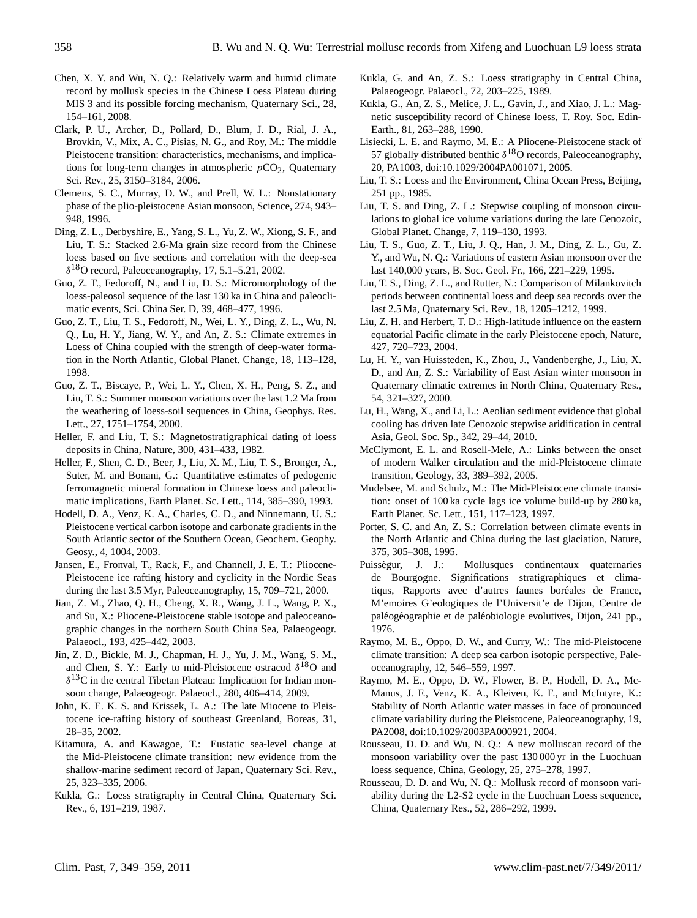Chen, X. Y. and Wu, N. Q.: Relatively warm and humid climate record by mollusk species in the Chinese Loess Plateau during MIS 3 and its possible forcing mechanism, Quaternary Sci., 28, 154–161, 2008.

Clark, P. U., Archer, D., Pollard, D., Blum, J. D., Rial, J. A., Brovkin, V., Mix, A. C., Pisias, N. G., and Roy, M.: The middle Pleistocene transition: characteristics, mechanisms, and implications for long-term changes in atmospheric $pCO_2$, Quaternary Sci. Rev., 25, 3150–3184, 2006.

Clemens, S. C., Murray, D. W., and Prell, W. L.: Nonstationary phase of the plio-pleistocene Asian monsoon, Science, 274, 943–948, 1996.

Ding, Z. L., Derbyshire, E., Yang, S. L., Yu, Z. W., Xiong, S. F., and Liu, T. S.: Stacked 2.6-Ma grain size record from the Chinese loess based on five sections and correlation with the deep-sea $\delta^{18}O$ record, Paleoceanography, 17, 5.1–5.21, 2002.

Guo, Z. T., Fedoroff, N., and Liu, D. S.: Micromorphology of the loess-paleosol sequence of the last 130 ka in China and paleoclimatic events, Sci. China Ser. D, 39, 468–477, 1996.

Guo, Z. T., Liu, T. S., Fedoroff, N., Wei, L. Y., Ding, Z. L., Wu, N. Q., Lu, H. Y., Jiang, W. Y., and An, Z. S.: Climate extremes in Loess of China coupled with the strength of deep-water formation in the North Atlantic, Global Planet. Change, 18, 113–128, 1998.

Guo, Z. T., Biscaye, P., Wei, L. Y., Chen, X. H., Peng, S. Z., and Liu, T. S.: Summer monsoon variations over the last 1.2 Ma from the weathering of loess-soil sequences in China, Geophys. Res. Lett., 27, 1751–1754, 2000.

Heller, F. and Liu, T. S.: Magnetostratigraphical dating of loess deposits in China, Nature, 300, 431–433, 1982.

Heller, F., Shen, C. D., Beer, J., Liu, X. M., Liu, T. S., Bronger, A., Suter, M. and Bonani, G.: Quantitative estimates of pedogenic ferromagnetic mineral formation in Chinese loess and paleoclimatic implications, Earth Planet. Sc. Lett., 114, 385–390, 1993.

Hodell, D. A., Venz, K. A., Charles, C. D., and Ninnemann, U. S.: Pleistocene vertical carbon isotope and carbonate gradients in the South Atlantic sector of the Southern Ocean, Geochem. Geophy. Geosy., 4, 1004, 2003.

Jansen, E., Fronval, T., Rack, F., and Channell, J. E. T.: Pliocene-Pleistocene ice rafting history and cyclicity in the Nordic Seas during the last 3.5 Myr, Paleoceanography, 15, 709–721, 2000.

Jian, Z. M., Zhao, Q. H., Cheng, X. R., Wang, J. L., Wang, P. X., and Su, X.: Pliocene-Pleistocene stable isotope and paleoceanographic changes in the northern South China Sea, Palaeogeogr. Palaeocl., 193, 425–442, 2003.

Jin, Z. D., Bickle, M. J., Chapman, H. J., Yu, J. M., Wang, S. M., and Chen, S. Y.: Early to mid-Pleistocene ostracod $\delta^{18}O$ and $\delta^{13}C$ in the central Tibetan Plateau: Implication for Indian monsoon change, Palaeogeogr. Palaeocl., 280, 406–414, 2009.

John, K. E. K. S. and Krissek, L. A.: The late Miocene to Pleistocene ice-rafting history of southeast Greenland, Boreas, 31, 28–35, 2002.

Kitamura, A. and Kawagoe, T.: Eustatic sea-level change at the Mid-Pleistocene climate transition: new evidence from the shallow-marine sediment record of Japan, Quaternary Sci. Rev., 25, 323–335, 2006.

Kukla, G.: Loess stratigraphy in Central China, Quaternary Sci. Rev., 6, 191–219, 1987.

Kukla, G. and An, Z. S.: Loess stratigraphy in Central China, Palaeogeogr. Palaeocl., 72, 203–225, 1989.

Kukla, G., An, Z. S., Melice, J. L., Gavin, J., and Xiao, J. L.: Magnetic susceptibility record of Chinese loess, T. Roy. Soc. Edin-Earth., 81, 263–288, 1990.

Lisiecki, L. E. and Raymo, M. E.: A Pliocene-Pleistocene stack of 57 globally distributed benthic $\delta^{18}O$ records, Paleoceanography, 20, PA1003, doi:10.1029/2004PA001071, 2005.

Liu, T. S.: Loess and the Environment, China Ocean Press, Beijing, 251 pp., 1985.

Liu, T. S. and Ding, Z. L.: Stepwise coupling of monsoon circulations to global ice volume variations during the late Cenozoic, Global Planet. Change, 7, 119–130, 1993.

Liu, T. S., Guo, Z. T., Liu, J. Q., Han, J. M., Ding, Z. L., Gu, Z. Y., and Wu, N. Q.: Variations of eastern Asian monsoon over the last 140,000 years, B. Soc. Geol. Fr., 166, 221–229, 1995.

Liu, T. S., Ding, Z. L., and Rutter, N.: Comparison of Milankovitch periods between continental loess and deep sea records over the last 2.5 Ma, Quaternary Sci. Rev., 18, 1205–1212, 1999.

Liu, Z. H. and Herbert, T. D.: High-latitude influence on the eastern equatorial Pacific climate in the early Pleistocene epoch, Nature, 427, 720–723, 2004.

Lu, H. Y., van Huissteden, K., Zhou, J., Vandenberghe, J., Liu, X. D., and An, Z. S.: Variability of East Asian winter monsoon in Quaternary climatic extremes in North China, Quaternary Res., 54, 321–327, 2000.

Lu, H., Wang, X., and Li, L.: Aeolian sediment evidence that global cooling has driven late Cenozoic stepwise aridification in central Asia, Geol. Soc. Sp., 342, 29–44, 2010.

McClymont, E. L. and Rosell-Mele, A.: Links between the onset of modern Walker circulation and the mid-Pleistocene climate transition, Geology, 33, 389–392, 2005.

Mudelsee, M. and Schulz, M.: The Mid-Pleistocene climate transition: onset of 100 ka cycle lags ice volume build-up by 280 ka, Earth Planet. Sc. Lett., 151, 117–123, 1997.

Porter, S. C. and An, Z. S.: Correlation between climate events in the North Atlantic and China during the last glaciation, Nature, 375, 305–308, 1995.

Puisségur, J. J.: Mollusques continentaux quaternaries de Bourgogne. Significations stratigraphiques et climatiqus, Rapports avec d'autres faunes boréales de France, M'emoires G'eologiques de l'Universit'e de Dijon, Centre de paléogéographie et de paléobiologie evolutives, Dijon, 241 pp., 1976.

Raymo, M. E., Oppo, D. W., and Curry, W.: The mid-Pleistocene climate transition: A deep sea carbon isotopic perspective, Paleoceanography, 12, 546–559, 1997.

Raymo, M. E., Oppo, D. W., Flower, B. P., Hodell, D. A., McManus, J. F., Venz, K. A., Kleiven, K. F., and McIntyre, K.: Stability of North Atlantic water masses in face of pronounced climate variability during the Pleistocene, Paleoceanography, 19, PA2008, doi:10.1029/2003PA000921, 2004.

Rousseau, D. D. and Wu, N. Q.: A new molluscan record of the monsoon variability over the past 130 000 yr in the Luochuan loess sequence, China, Geology, 25, 275–278, 1997.

Rousseau, D. D. and Wu, N. Q.: Mollusk record of monsoon variability during the L2-S2 cycle in the Luochuan Loess sequence, China, Quaternary Res., 52, 286–292, 1999.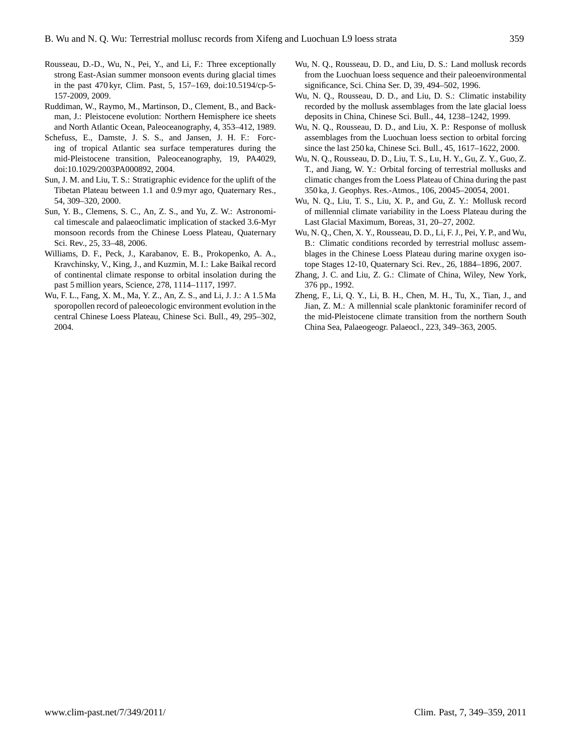Rousseau, D.-D., Wu, N., Pei, Y., and Li, F.: Three exceptionally strong East-Asian summer monsoon events during glacial times in the past 470 kyr, Clim. Past, 5, 157–169, doi:10.5194/cp-5-157-2009, 2009.

Ruddiman, W., Raymo, M., Martinson, D., Clement, B., and Backman, J.: Pleistocene evolution: Northern Hemisphere ice sheets and North Atlantic Ocean, Paleoceanography, 4, 353–412, 1989.

Schefuss, E., Damste, J. S. S., and Jansen, J. H. F.: Forcing of tropical Atlantic sea surface temperatures during the mid-Pleistocene transition, Paleoceanography, 19, PA4029, doi:10.1029/2003PA000892, 2004.

Sun, J. M. and Liu, T. S.: Stratigraphic evidence for the uplift of the Tibetan Plateau between 1.1 and 0.9 myr ago, Quaternary Res., 54, 309–320, 2000.

Sun, Y. B., Clemens, S. C., An, Z. S., and Yu, Z. W.: Astronomical timescale and palaeoclimatic implication of stacked 3.6-Myr monsoon records from the Chinese Loess Plateau, Quaternary Sci. Rev., 25, 33–48, 2006.

Williams, D. F., Peck, J., Karabanov, E. B., Prokopenko, A. A., Kravchinsky, V., King, J., and Kuzmin, M. I.: Lake Baikal record of continental climate response to orbital insolation during the past 5 million years, Science, 278, 1114–1117, 1997.

Wu, F. L., Fang, X. M., Ma, Y. Z., An, Z. S., and Li, J. J.: A 1.5 Ma sporopollen record of paleoecologic environment evolution in the central Chinese Loess Plateau, Chinese Sci. Bull., 49, 295–302, 2004.

Wu, N. Q., Rousseau, D. D., and Liu, D. S.: Land mollusk records from the Luochuan loess sequence and their paleoenvironmental significance, Sci. China Ser. D, 39, 494–502, 1996.

Wu, N. Q., Rousseau, D. D., and Liu, D. S.: Climatic instability recorded by the mollusk assemblages from the late glacial loess deposits in China, Chinese Sci. Bull., 44, 1238–1242, 1999.

Wu, N. Q., Rousseau, D. D., and Liu, X. P.: Response of mollusk assemblages from the Luochuan loess section to orbital forcing since the last 250 ka, Chinese Sci. Bull., 45, 1617–1622, 2000.

Wu, N. Q., Rousseau, D. D., Liu, T. S., Lu, H. Y., Gu, Z. Y., Guo, Z. T., and Jiang, W. Y.: Orbital forcing of terrestrial mollusks and climatic changes from the Loess Plateau of China during the past 350 ka, J. Geophys. Res.-Atmos., 106, 20045–20054, 2001.

Wu, N. Q., Liu, T. S., Liu, X. P., and Gu, Z. Y.: Mollusk record of millennial climate variability in the Loess Plateau during the Last Glacial Maximum, Boreas, 31, 20–27, 2002.

Wu, N. Q., Chen, X. Y., Rousseau, D. D., Li, F. J., Pei, Y. P., and Wu, B.: Climatic conditions recorded by terrestrial mollusc assemblages in the Chinese Loess Plateau during marine oxygen isotope Stages 12-10, Quaternary Sci. Rev., 26, 1884–1896, 2007.

Zhang, J. C. and Liu, Z. G.: Climate of China, Wiley, New York, 376 pp., 1992.

Zheng, F., Li, Q. Y., Li, B. H., Chen, M. H., Tu, X., Tian, J., and Jian, Z. M.: A millennial scale planktonic foraminifer record of the mid-Pleistocene climate transition from the northern South China Sea, Palaeogeogr. Palaeocl., 223, 349–363, 2005.